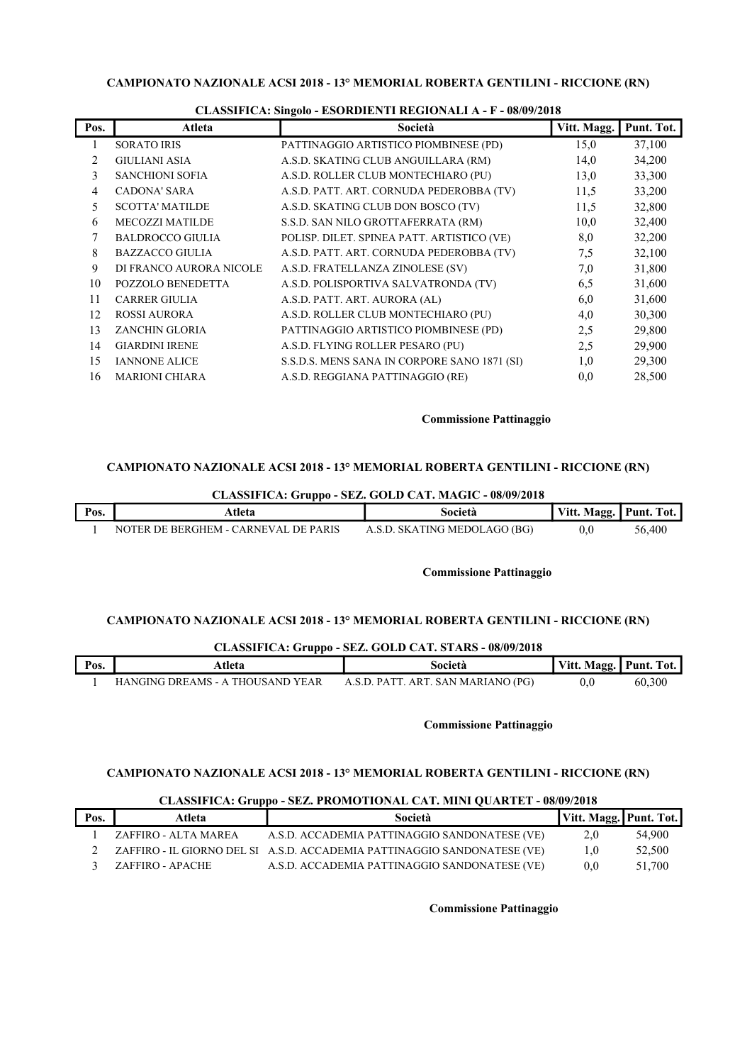**CAMPIONATO NAZIONALE ACSI 2018 - 13° MEMORIAL ROBERTA GENTILINI - RICCIONE (RN)**

**CLASSIFICA: Singolo - ESORDIENTI REGIONALI A - F - 08/09/2018**

| Pos. | Atleta | Società | Vitt. Magg. | Punt. Tot. |
|---|---|---|---|---|
| 1 | SORATO IRIS | PATTINAGGIO ARTISTICO PIOMBINESE (PD) | 15,0 | 37,100 |
| 2 | GIULIANI ASIA | A.S.D. SKATING CLUB ANGUILLARA (RM) | 14,0 | 34,200 |
| 3 | SANCHIONI SOFIA | A.S.D. ROLLER CLUB MONTECHIARO (PU) | 13,0 | 33,300 |
| 4 | CADONA' SARA | A.S.D. PATT. ART. CORNUDA PEDEROBBA (TV) | 11,5 | 33,200 |
| 5 | SCOTTA' MATILDE | A.S.D. SKATING CLUB DON BOSCO (TV) | 11,5 | 32,800 |
| 6 | MECOZZI MATILDE | S.S.D. SAN NILO GROTTAFERRATA (RM) | 10,0 | 32,400 |
| 7 | BALDROCCO GIULIA | POLISP. DILET. SPINEA PATT. ARTISTICO (VE) | 8,0 | 32,200 |
| 8 | BAZZACCO GIULIA | A.S.D. PATT. ART. CORNUDA PEDEROBBA (TV) | 7,5 | 32,100 |
| 9 | DI FRANCO AURORA NICOLE | A.S.D. FRATELLANZA ZINOLESE (SV) | 7,0 | 31,800 |
| 10 | POZZOLO BENEDETTA | A.S.D. POLISPORTIVA SALVATRONDA (TV) | 6,5 | 31,600 |
| 11 | CARRER GIULIA | A.S.D. PATT. ART. AURORA (AL) | 6,0 | 31,600 |
| 12 | ROSSI AURORA | A.S.D. ROLLER CLUB MONTECHIARO (PU) | 4,0 | 30,300 |
| 13 | ZANCHIN GLORIA | PATTINAGGIO ARTISTICO PIOMBINESE (PD) | 2,5 | 29,800 |
| 14 | GIARDINI IRENE | A.S.D. FLYING ROLLER PESARO (PU) | 2,5 | 29,900 |
| 15 | IANNONE ALICE | S.S.D.S. MENS SANA IN CORPORE SANO 1871 (SI) | 1,0 | 29,300 |
| 16 | MARIONI CHIARA | A.S.D. REGGIANA PATTINAGGIO (RE) | 0,0 | 28,500 |

**Commissione Pattinaggio**

**CAMPIONATO NAZIONALE ACSI 2018 - 13° MEMORIAL ROBERTA GENTILINI - RICCIONE (RN)**

**CLASSIFICA: Gruppo - SEZ. GOLD CAT. MAGIC - 08/09/2018**

| Pos. | Atleta | Società | Vitt. Magg. | Punt. Tot. |
|---|---|---|---|---|
| 1 | NOTER DE BERGHEM - CARNEVAL DE PARIS | A.S.D. SKATING MEDOLAGO (BG) | 0,0 | 56,400 |

**Commissione Pattinaggio**

**CAMPIONATO NAZIONALE ACSI 2018 - 13° MEMORIAL ROBERTA GENTILINI - RICCIONE (RN)**

**CLASSIFICA: Gruppo - SEZ. GOLD CAT. STARS - 08/09/2018**

| Pos. | Atleta | Società | Vitt. Magg. | Punt. Tot. |
|---|---|---|---|---|
| 1 | HANGING DREAMS - A THOUSAND YEAR | A.S.D. PATT. ART. SAN MARIANO (PG) | 0,0 | 60,300 |

**Commissione Pattinaggio**

**CAMPIONATO NAZIONALE ACSI 2018 - 13° MEMORIAL ROBERTA GENTILINI - RICCIONE (RN)**

**CLASSIFICA: Gruppo - SEZ. PROMOTIONAL CAT. MINI QUARTET - 08/09/2018**

| Pos. | Atleta | Società | Vitt. Magg. | Punt. Tot. |
|---|---|---|---|---|
| 1 | ZAFFIRO - ALTA MAREA | A.S.D. ACCADEMIA PATTINAGGIO SANDONATESE (VE) | 2,0 | 54,900 |
| 2 | ZAFFIRO - IL GIORNO DEL SI | A.S.D. ACCADEMIA PATTINAGGIO SANDONATESE (VE) | 1,0 | 52,500 |
| 3 | ZAFFIRO - APACHE | A.S.D. ACCADEMIA PATTINAGGIO SANDONATESE (VE) | 0,0 | 51,700 |

**Commissione Pattinaggio**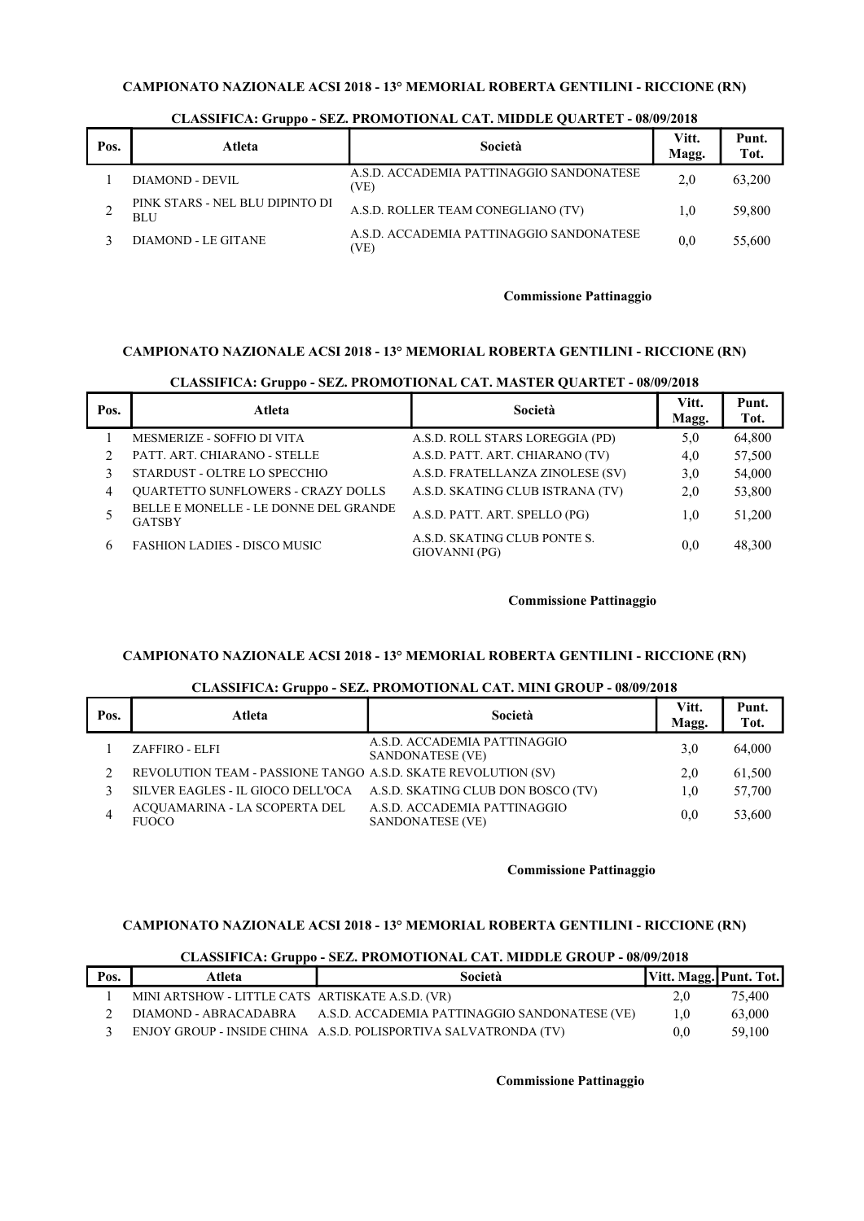**CAMPIONATO NAZIONALE ACSI 2018 - 13° MEMORIAL ROBERTA GENTILINI - RICCIONE (RN)**

**CLASSIFICA: Gruppo - SEZ. PROMOTIONAL CAT. MIDDLE QUARTET - 08/09/2018**

| Pos. | Atleta | Società | Vitt. Magg. | Punt. Tot. |
|---|---|---|---|---|
| 1 | DIAMOND - DEVIL | A.S.D. ACCADEMIA PATTINAGGIO SANDONATESE (VE) | 2,0 | 63,200 |
| 2 | PINK STARS - NEL BLU DIPINTO DI BLU | A.S.D. ROLLER TEAM CONEGLIANO (TV) | 1,0 | 59,800 |
| 3 | DIAMOND - LE GITANE | A.S.D. ACCADEMIA PATTINAGGIO SANDONATESE (VE) | 0,0 | 55,600 |

**Commissione Pattinaggio**

**CAMPIONATO NAZIONALE ACSI 2018 - 13° MEMORIAL ROBERTA GENTILINI - RICCIONE (RN)**

**CLASSIFICA: Gruppo - SEZ. PROMOTIONAL CAT. MASTER QUARTET - 08/09/2018**

| Pos. | Atleta | Società | Vitt. Magg. | Punt. Tot. |
|---|---|---|---|---|
| 1 | MESMERIZE - SOFFIO DI VITA | A.S.D. ROLL STARS LOREGGIA (PD) | 5,0 | 64,800 |
| 2 | PATT. ART. CHIARANO - STELLE | A.S.D. PATT. ART. CHIARANO (TV) | 4,0 | 57,500 |
| 3 | STARDUST - OLTRE LO SPECCHIO | A.S.D. FRATELLANZA ZINOLESE (SV) | 3,0 | 54,000 |
| 4 | QUARTETTO SUNFLOWERS - CRAZY DOLLS | A.S.D. SKATING CLUB ISTRANA (TV) | 2,0 | 53,800 |
| 5 | BELLE E MONELLE - LE DONNE DEL GRANDE GATSBY | A.S.D. PATT. ART. SPELLO (PG) | 1,0 | 51,200 |
| 6 | FASHION LADIES - DISCO MUSIC | A.S.D. SKATING CLUB PONTE S. GIOVANNI (PG) | 0,0 | 48,300 |

**Commissione Pattinaggio**

**CAMPIONATO NAZIONALE ACSI 2018 - 13° MEMORIAL ROBERTA GENTILINI - RICCIONE (RN)**

**CLASSIFICA: Gruppo - SEZ. PROMOTIONAL CAT. MINI GROUP - 08/09/2018**

| Pos. | Atleta | Società | Vitt. Magg. | Punt. Tot. |
|---|---|---|---|---|
| 1 | ZAFFIRO - ELFI | A.S.D. ACCADEMIA PATTINAGGIO SANDONATESE (VE) | 3,0 | 64,000 |
| 2 | REVOLUTION TEAM - PASSIONE TANGO | A.S.D. SKATE REVOLUTION (SV) | 2,0 | 61,500 |
| 3 | SILVER EAGLES - IL GIOCO DELL'OCA | A.S.D. SKATING CLUB DON BOSCO (TV) | 1,0 | 57,700 |
| 4 | ACQUAMARINA - LA SCOPERTA DEL FUOCO | A.S.D. ACCADEMIA PATTINAGGIO SANDONATESE (VE) | 0,0 | 53,600 |

**Commissione Pattinaggio**

**CAMPIONATO NAZIONALE ACSI 2018 - 13° MEMORIAL ROBERTA GENTILINI - RICCIONE (RN)**

**CLASSIFICA: Gruppo - SEZ. PROMOTIONAL CAT. MIDDLE GROUP - 08/09/2018**

| Pos. | Atleta | Società | Vitt. Magg. | Punt. Tot. |
|---|---|---|---|---|
| 1 | MINI ARTSHOW - LITTLE CATS | ARTISKATE A.S.D. (VR) | 2,0 | 75,400 |
| 2 | DIAMOND - ABRACADABRA | A.S.D. ACCADEMIA PATTINAGGIO SANDONATESE (VE) | 1,0 | 63,000 |
| 3 | ENJOY GROUP - INSIDE CHINA | A.S.D. POLISPORTIVA SALVATRONDA (TV) | 0,0 | 59,100 |

**Commissione Pattinaggio**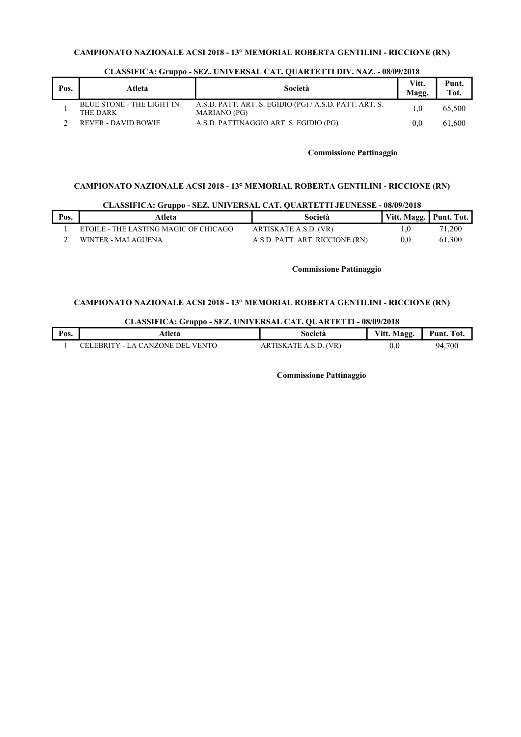**CAMPIONATO NAZIONALE ACSI 2018 - 13° MEMORIAL ROBERTA GENTILINI - RICCIONE (RN)**

**CLASSIFICA: Gruppo - SEZ. UNIVERSAL CAT. QUARTETTI DIV. NAZ. - 08/09/2018**

| Pos. | Atleta | Società | Vitt. Magg. | Punt. Tot. |
|---|---|---|---|---|
| 1 | BLUE STONE - THE LIGHT IN THE DARK | A.S.D. PATT. ART. S. EGIDIO (PG) / A.S.D. PATT. ART. S. MARIANO (PG) | 1,0 | 65,500 |
| 2 | REVER - DAVID BOWIE | A.S.D. PATTINAGGIO ART. S. EGIDIO (PG) | 0,0 | 61,600 |

**Commissione Pattinaggio**

**CAMPIONATO NAZIONALE ACSI 2018 - 13° MEMORIAL ROBERTA GENTILINI - RICCIONE (RN)**

**CLASSIFICA: Gruppo - SEZ. UNIVERSAL CAT. QUARTETTI JEUNESSE - 08/09/2018**

| Pos. | Atleta | Società | Vitt. Magg. | Punt. Tot. |
|---|---|---|---|---|
| 1 | ETOILE - THE LASTING MAGIC OF CHICAGO | ARTISKATE A.S.D. (VR) | 1,0 | 71,200 |
| 2 | WINTER - MALAGUENA | A.S.D. PATT. ART. RICCIONE (RN) | 0,0 | 61,300 |

**Commissione Pattinaggio**

**CAMPIONATO NAZIONALE ACSI 2018 - 13° MEMORIAL ROBERTA GENTILINI - RICCIONE (RN)**

**CLASSIFICA: Gruppo - SEZ. UNIVERSAL CAT. QUARTETTI - 08/09/2018**

| Pos. | Atleta | Società | Vitt. Magg. | Punt. Tot. |
|---|---|---|---|---|
| 1 | CELEBRITY - LA CANZONE DEL VENTO | ARTISKATE A.S.D. (VR) | 0,0 | 94,700 |

**Commissione Pattinaggio**